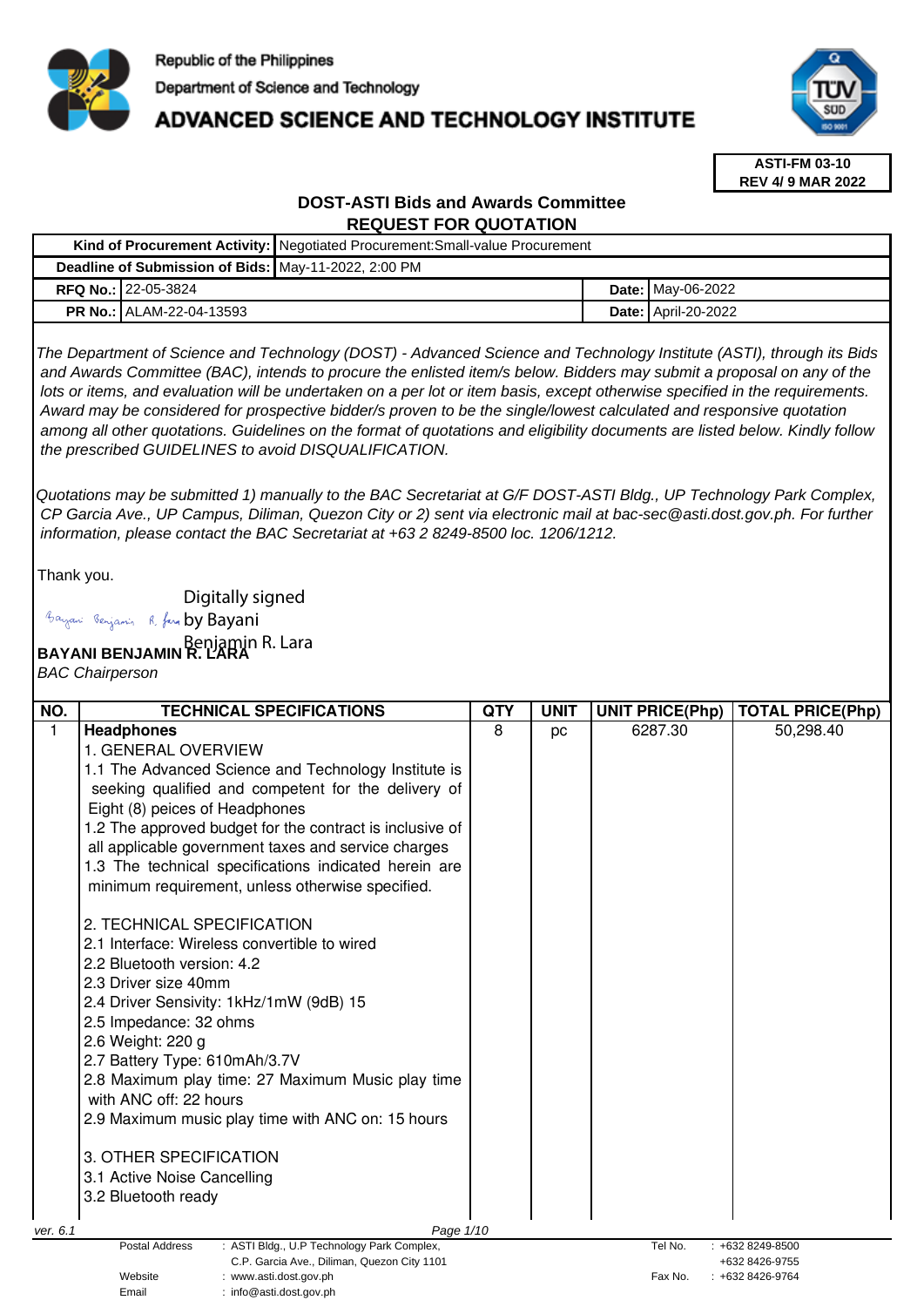Republic of the Philippines

Department of Science and Technology

# ADVANCED SCIENCE AND TECHNOLOGY INSTITUTE

**ASTI-FM 03-10**
**REV 4/ 9 MAR 2022**

## DOST-ASTI Bids and Awards Committee
## REQUEST FOR QUOTATION

| | | | |
|---|---|---|---|
| **Kind of Procurement Activity:** | Negotiated Procurement:Small-value Procurement | | |
| **Deadline of Submission of Bids:** | May-11-2022, 2:00 PM | | |
| **RFQ No.:** | 22-05-3824 | **Date:** | May-06-2022 |
| **PR No.:** | ALAM-22-04-13593 | **Date:** | April-20-2022 |

*The Department of Science and Technology (DOST) - Advanced Science and Technology Institute (ASTI), through its Bids and Awards Committee (BAC), intends to procure the enlisted item/s below. Bidders may submit a proposal on any of the lots or items, and evaluation will be undertaken on a per lot or item basis, except otherwise specified in the requirements. Award may be considered for prospective bidder/s proven to be the single/lowest calculated and responsive quotation among all other quotations. Guidelines on the format of quotations and eligibility documents are listed below. Kindly follow the prescribed GUIDELINES to avoid DISQUALIFICATION.*

*Quotations may be submitted 1) manually to the BAC Secretariat at G/F DOST-ASTI Bldg., UP Technology Park Complex, CP Garcia Ave., UP Campus, Diliman, Quezon City or 2) sent via electronic mail at bac-sec@asti.dost.gov.ph. For further information, please contact the BAC Secretariat at +63 2 8249-8500 loc. 1206/1212.*

Thank you.

Digitally signed by Bayani Benjamin R. Lara

**BAYANI BENJAMIN R. LARA**
*BAC Chairperson*

| NO. | TECHNICAL SPECIFICATIONS | QTY | UNIT | UNIT PRICE(Php) | TOTAL PRICE(Php) |
|---|---|---|---|---|---|
| 1 | **Headphones**<br>1. GENERAL OVERVIEW<br>1.1 The Advanced Science and Technology Institute is seeking qualified and competent for the delivery of Eight (8) peices of Headphones<br>1.2 The approved budget for the contract is inclusive of all applicable government taxes and service charges<br>1.3 The technical specifications indicated herein are minimum requirement, unless otherwise specified.<br><br>2. TECHNICAL SPECIFICATION<br>2.1 Interface: Wireless convertible to wired<br>2.2 Bluetooth version: 4.2<br>2.3 Driver size 40mm<br>2.4 Driver Sensivity: 1kHz/1mW (9dB) 15<br>2.5 Impedance: 32 ohms<br>2.6 Weight: 220 g<br>2.7 Battery Type: 610mAh/3.7V<br>2.8 Maximum play time: 27 Maximum Music play time with ANC off: 22 hours<br>2.9 Maximum music play time with ANC on: 15 hours<br><br>3. OTHER SPECIFICATION<br>3.1 Active Noise Cancelling<br>3.2 Bluetooth ready | 8 | pc | 6287.30 | 50,298.40 |

ver. 6.1

| | | | |
|---|---|---|---|
| Postal Address | : ASTI Bldg., U.P Technology Park Complex, C.P. Garcia Ave., Diliman, Quezon City 1101 | Tel No. | : +632 8249-8500 +632 8426-9755 |
| Website | : www.asti.dost.gov.ph | Fax No. | : +632 8426-9764 |
| Email | : info@asti.dost.gov.ph | | |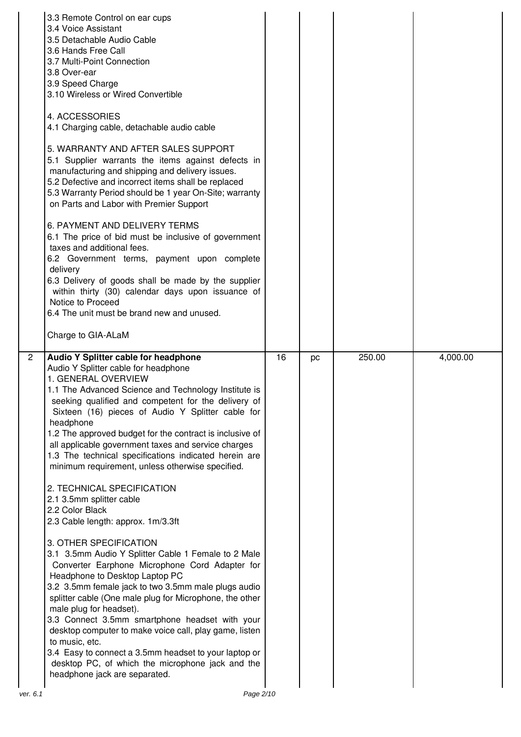| | | | | | |
|---|---|---|---|---|---|
| | 3.3 Remote Control on ear cups<br>3.4 Voice Assistant<br>3.5 Detachable Audio Cable<br>3.6 Hands Free Call<br>3.7 Multi-Point Connection<br>3.8 Over-ear<br>3.9 Speed Charge<br>3.10 Wireless or Wired Convertible<br><br>4. ACCESSORIES<br>4.1 Charging cable, detachable audio cable<br><br>5. WARRANTY AND AFTER SALES SUPPORT<br>5.1 Supplier warrants the items against defects in manufacturing and shipping and delivery issues.<br>5.2 Defective and incorrect items shall be replaced<br>5.3 Warranty Period should be 1 year On-Site; warranty on Parts and Labor with Premier Support<br><br>6. PAYMENT AND DELIVERY TERMS<br>6.1 The price of bid must be inclusive of government taxes and additional fees.<br>6.2 Government terms, payment upon complete delivery<br>6.3 Delivery of goods shall be made by the supplier within thirty (30) calendar days upon issuance of Notice to Proceed<br>6.4 The unit must be brand new and unused.<br><br>Charge to GIA-ALaM | | | | |
| 2 | **Audio Y Splitter cable for headphone**<br>Audio Y Splitter cable for headphone<br>1. GENERAL OVERVIEW<br>1.1 The Advanced Science and Technology Institute is seeking qualified and competent for the delivery of Sixteen (16) pieces of Audio Y Splitter cable for headphone<br>1.2 The approved budget for the contract is inclusive of all applicable government taxes and service charges<br>1.3 The technical specifications indicated herein are minimum requirement, unless otherwise specified.<br><br>2. TECHNICAL SPECIFICATION<br>2.1 3.5mm splitter cable<br>2.2 Color Black<br>2.3 Cable length: approx. 1m/3.3ft<br><br>3. OTHER SPECIFICATION<br>3.1 3.5mm Audio Y Splitter Cable 1 Female to 2 Male Converter Earphone Microphone Cord Adapter for Headphone to Desktop Laptop PC<br>3.2 3.5mm female jack to two 3.5mm male plugs audio splitter cable (One male plug for Microphone, the other male plug for headset).<br>3.3 Connect 3.5mm smartphone headset with your desktop computer to make voice call, play game, listen to music, etc.<br>3.4 Easy to connect a 3.5mm headset to your laptop or desktop PC, of which the microphone jack and the headphone jack are separated. | 16 | pc | 250.00 | 4,000.00 |

ver. 6.1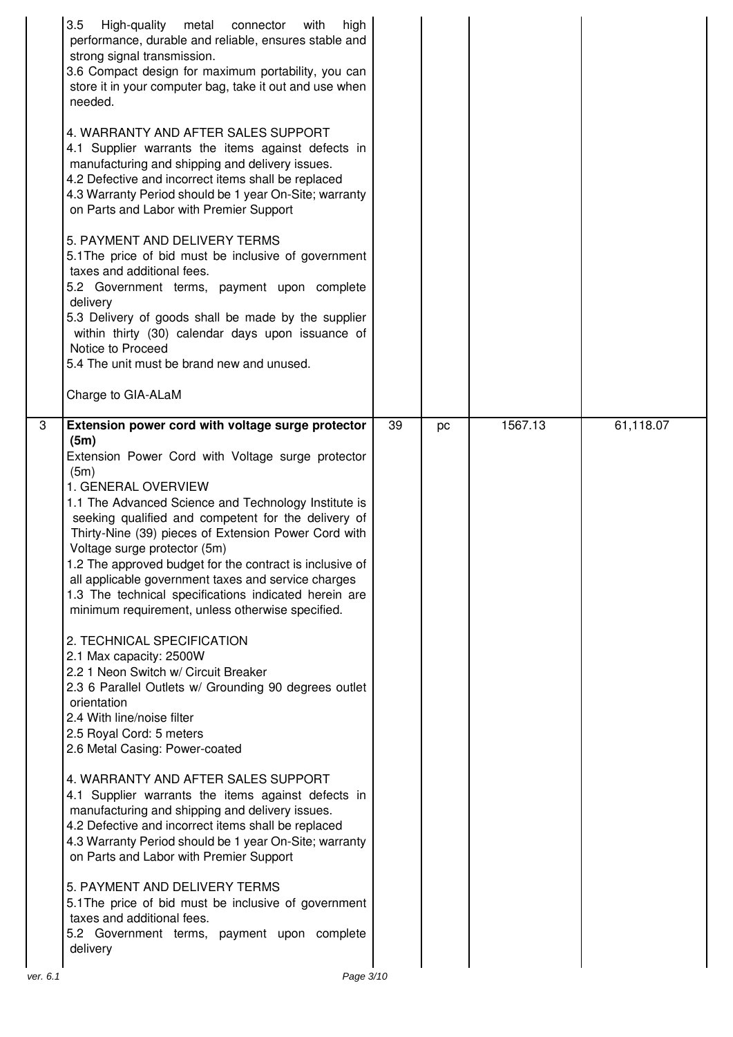| | | | | | |
|---|---|---|---|---|---|
| | 3.5 High-quality metal connector with high performance, durable and reliable, ensures stable and strong signal transmission.<br>3.6 Compact design for maximum portability, you can store it in your computer bag, take it out and use when needed.<br><br>4. WARRANTY AND AFTER SALES SUPPORT<br>4.1 Supplier warrants the items against defects in manufacturing and shipping and delivery issues.<br>4.2 Defective and incorrect items shall be replaced<br>4.3 Warranty Period should be 1 year On-Site; warranty on Parts and Labor with Premier Support<br><br>5. PAYMENT AND DELIVERY TERMS<br>5.1The price of bid must be inclusive of government taxes and additional fees.<br>5.2 Government terms, payment upon complete delivery<br>5.3 Delivery of goods shall be made by the supplier within thirty (30) calendar days upon issuance of Notice to Proceed<br>5.4 The unit must be brand new and unused.<br><br>Charge to GIA-ALaM | | | | |
| 3 | **Extension power cord with voltage surge protector (5m)**<br>Extension Power Cord with Voltage surge protector (5m)<br>1. GENERAL OVERVIEW<br>1.1 The Advanced Science and Technology Institute is seeking qualified and competent for the delivery of Thirty-Nine (39) pieces of Extension Power Cord with Voltage surge protector (5m)<br>1.2 The approved budget for the contract is inclusive of all applicable government taxes and service charges<br>1.3 The technical specifications indicated herein are minimum requirement, unless otherwise specified.<br><br>2. TECHNICAL SPECIFICATION<br>2.1 Max capacity: 2500W<br>2.2 1 Neon Switch w/ Circuit Breaker<br>2.3 6 Parallel Outlets w/ Grounding 90 degrees outlet orientation<br>2.4 With line/noise filter<br>2.5 Royal Cord: 5 meters<br>2.6 Metal Casing: Power-coated<br><br>4. WARRANTY AND AFTER SALES SUPPORT<br>4.1 Supplier warrants the items against defects in manufacturing and shipping and delivery issues.<br>4.2 Defective and incorrect items shall be replaced<br>4.3 Warranty Period should be 1 year On-Site; warranty on Parts and Labor with Premier Support<br><br>5. PAYMENT AND DELIVERY TERMS<br>5.1The price of bid must be inclusive of government taxes and additional fees.<br>5.2 Government terms, payment upon complete delivery | 39 | pc | 1567.13 | 61,118.07 |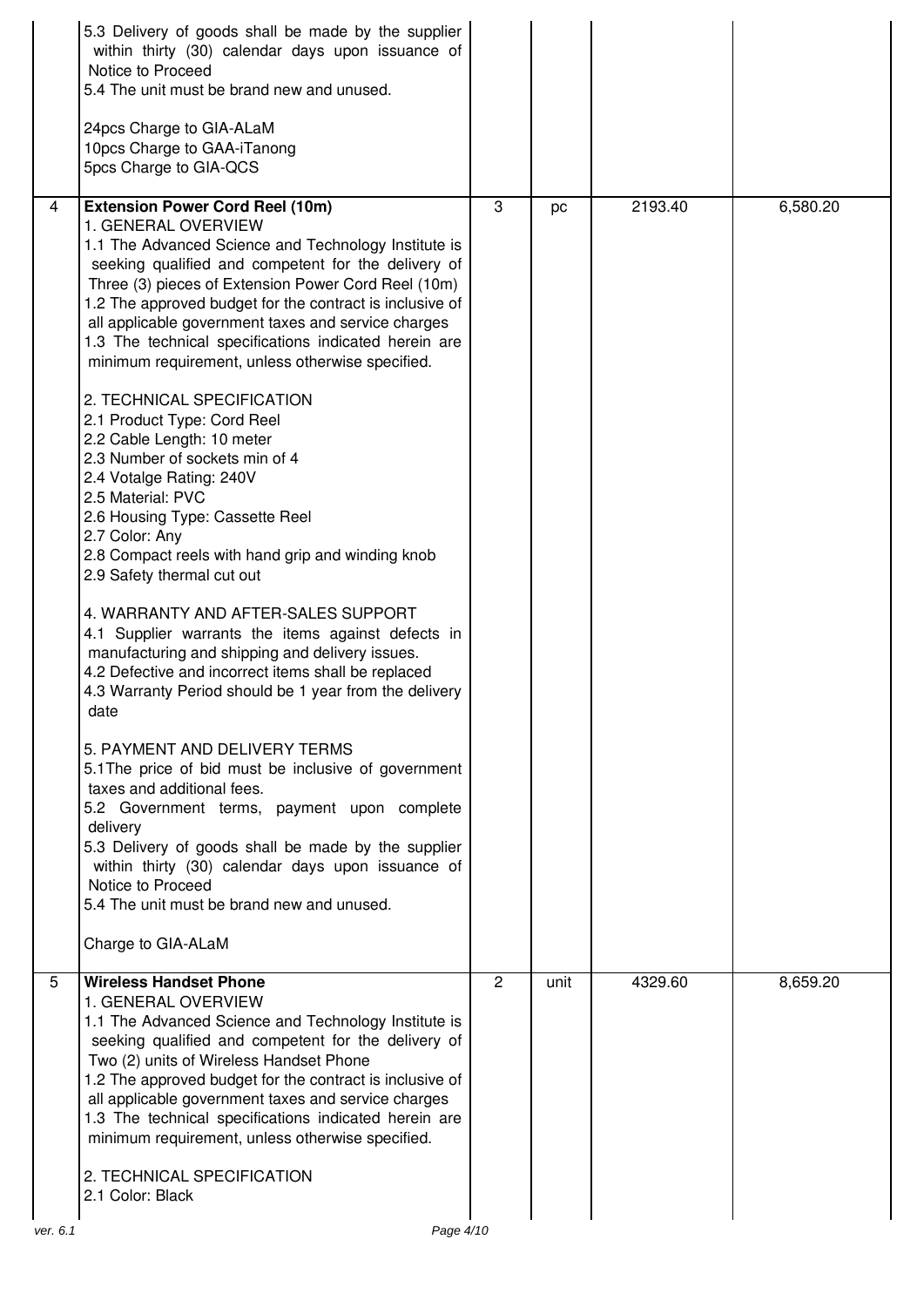| | | | | | |
|---|---|---|---|---|---|
| | 5.3 Delivery of goods shall be made by the supplier within thirty (30) calendar days upon issuance of Notice to Proceed<br>5.4 The unit must be brand new and unused.<br><br>24pcs Charge to GIA-ALaM<br>10pcs Charge to GAA-iTanong<br>5pcs Charge to GIA-QCS | | | | |
| 4 | **Extension Power Cord Reel (10m)**<br>1. GENERAL OVERVIEW<br>1.1 The Advanced Science and Technology Institute is seeking qualified and competent for the delivery of Three (3) pieces of Extension Power Cord Reel (10m)<br>1.2 The approved budget for the contract is inclusive of all applicable government taxes and service charges<br>1.3 The technical specifications indicated herein are minimum requirement, unless otherwise specified.<br><br>2. TECHNICAL SPECIFICATION<br>2.1 Product Type: Cord Reel<br>2.2 Cable Length: 10 meter<br>2.3 Number of sockets min of 4<br>2.4 Votalge Rating: 240V<br>2.5 Material: PVC<br>2.6 Housing Type: Cassette Reel<br>2.7 Color: Any<br>2.8 Compact reels with hand grip and winding knob<br>2.9 Safety thermal cut out<br><br>4. WARRANTY AND AFTER-SALES SUPPORT<br>4.1 Supplier warrants the items against defects in manufacturing and shipping and delivery issues.<br>4.2 Defective and incorrect items shall be replaced<br>4.3 Warranty Period should be 1 year from the delivery date<br><br>5. PAYMENT AND DELIVERY TERMS<br>5.1The price of bid must be inclusive of government taxes and additional fees.<br>5.2 Government terms, payment upon complete delivery<br>5.3 Delivery of goods shall be made by the supplier within thirty (30) calendar days upon issuance of Notice to Proceed<br>5.4 The unit must be brand new and unused.<br><br>Charge to GIA-ALaM | 3 | pc | 2193.40 | 6,580.20 |
| 5 | **Wireless Handset Phone**<br>1. GENERAL OVERVIEW<br>1.1 The Advanced Science and Technology Institute is seeking qualified and competent for the delivery of Two (2) units of Wireless Handset Phone<br>1.2 The approved budget for the contract is inclusive of all applicable government taxes and service charges<br>1.3 The technical specifications indicated herein are minimum requirement, unless otherwise specified.<br><br>2. TECHNICAL SPECIFICATION<br>2.1 Color: Black | 2 | unit | 4329.60 | 8,659.20 |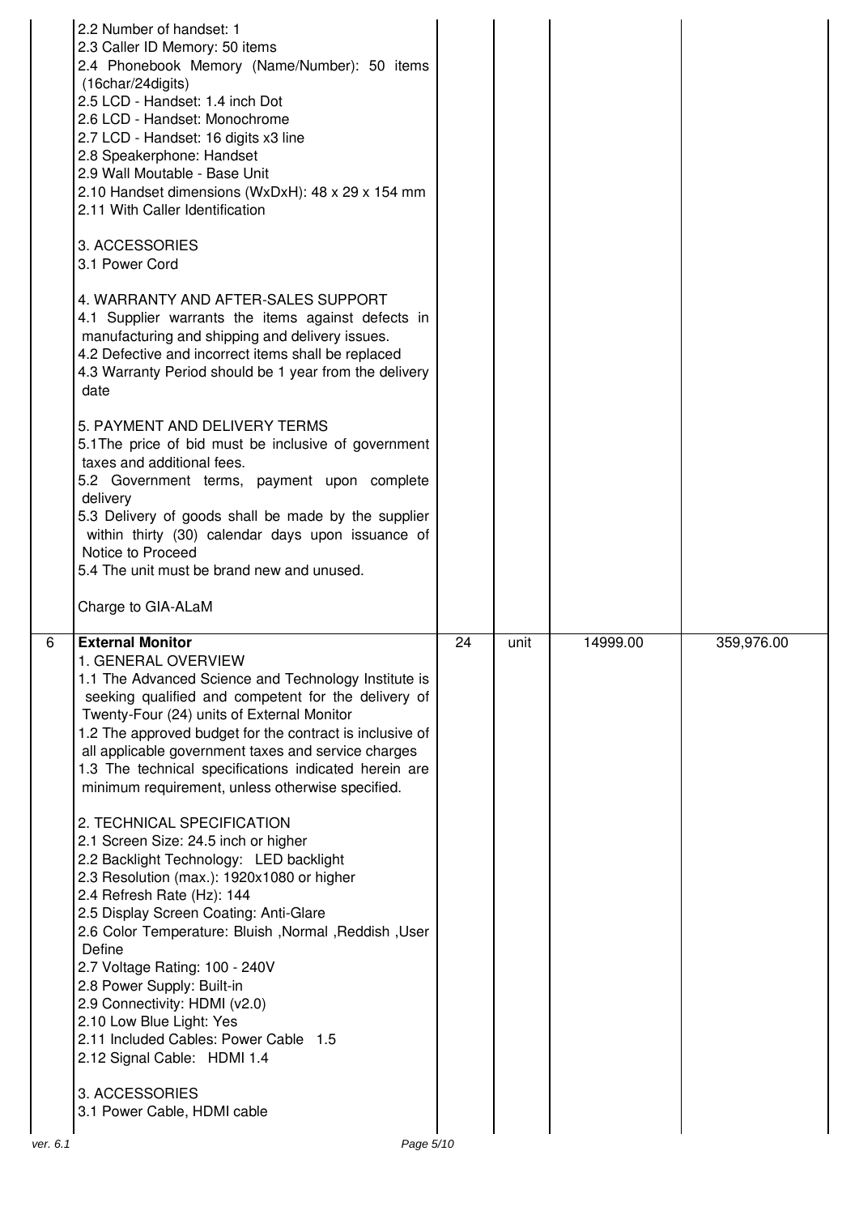| | | | | | |
|---|---|---|---|---|---|
| | 2.2 Number of handset: 1<br>2.3 Caller ID Memory: 50 items<br>2.4 Phonebook Memory (Name/Number): 50 items (16char/24digits)<br>2.5 LCD - Handset: 1.4 inch Dot<br>2.6 LCD - Handset: Monochrome<br>2.7 LCD - Handset: 16 digits x3 line<br>2.8 Speakerphone: Handset<br>2.9 Wall Moutable - Base Unit<br>2.10 Handset dimensions (WxDxH): 48 x 29 x 154 mm<br>2.11 With Caller Identification<br><br>3. ACCESSORIES<br>3.1 Power Cord<br><br>4. WARRANTY AND AFTER-SALES SUPPORT<br>4.1 Supplier warrants the items against defects in manufacturing and shipping and delivery issues.<br>4.2 Defective and incorrect items shall be replaced<br>4.3 Warranty Period should be 1 year from the delivery date<br><br>5. PAYMENT AND DELIVERY TERMS<br>5.1The price of bid must be inclusive of government taxes and additional fees.<br>5.2 Government terms, payment upon complete delivery<br>5.3 Delivery of goods shall be made by the supplier within thirty (30) calendar days upon issuance of Notice to Proceed<br>5.4 The unit must be brand new and unused.<br><br>Charge to GIA-ALaM | | | | |
| 6 | **External Monitor**<br>1. GENERAL OVERVIEW<br>1.1 The Advanced Science and Technology Institute is seeking qualified and competent for the delivery of Twenty-Four (24) units of External Monitor<br>1.2 The approved budget for the contract is inclusive of all applicable government taxes and service charges<br>1.3 The technical specifications indicated herein are minimum requirement, unless otherwise specified.<br><br>2. TECHNICAL SPECIFICATION<br>2.1 Screen Size: 24.5 inch or higher<br>2.2 Backlight Technology: LED backlight<br>2.3 Resolution (max.): 1920x1080 or higher<br>2.4 Refresh Rate (Hz): 144<br>2.5 Display Screen Coating: Anti-Glare<br>2.6 Color Temperature: Bluish ,Normal ,Reddish ,User Define<br>2.7 Voltage Rating: 100 - 240V<br>2.8 Power Supply: Built-in<br>2.9 Connectivity: HDMI (v2.0)<br>2.10 Low Blue Light: Yes<br>2.11 Included Cables: Power Cable 1.5<br>2.12 Signal Cable: HDMI 1.4<br><br>3. ACCESSORIES<br>3.1 Power Cable, HDMI cable | 24 | unit | 14999.00 | 359,976.00 |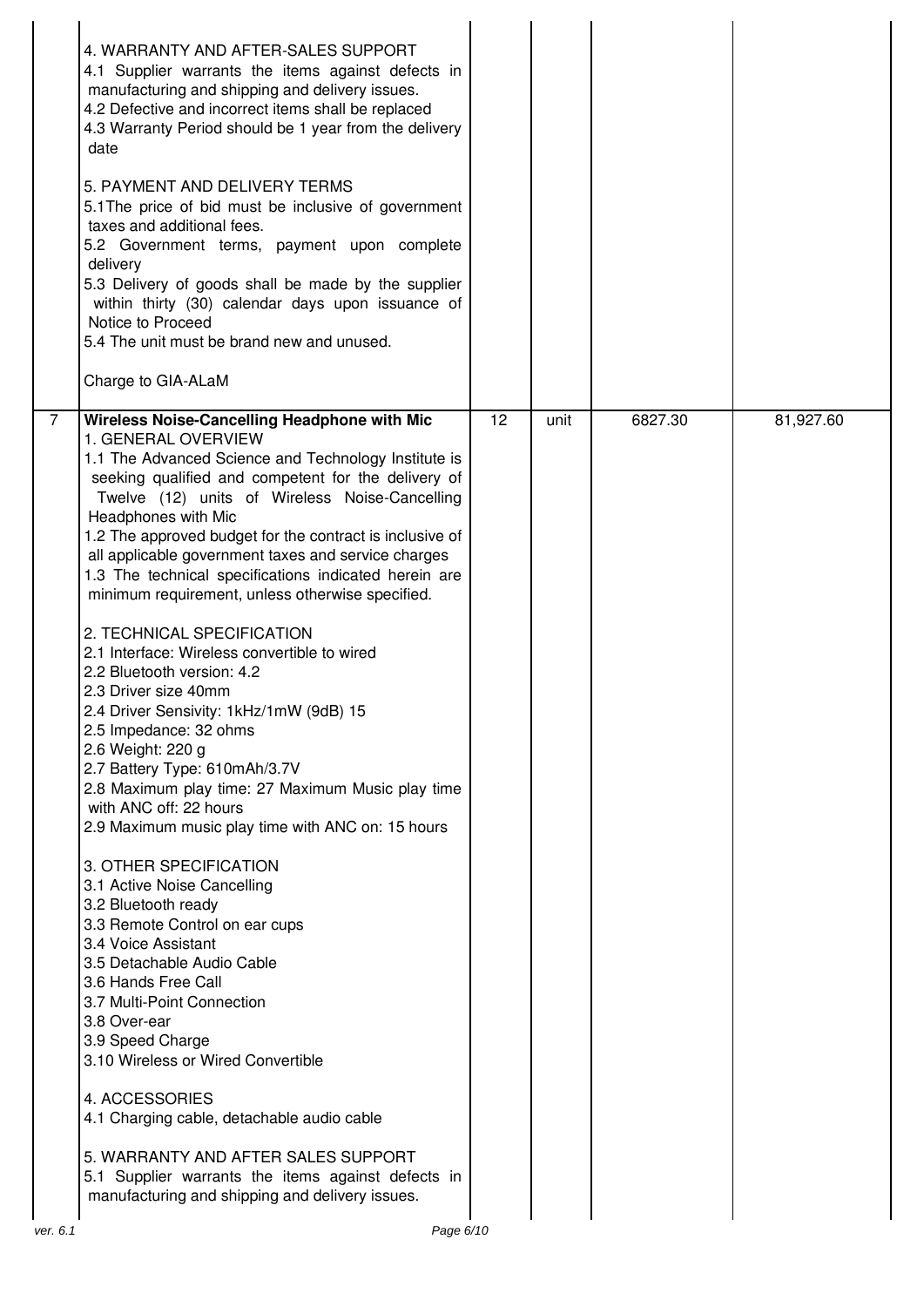| | | | | | |
|---|---|---|---|---|---|
| | 4. WARRANTY AND AFTER-SALES SUPPORT<br>4.1 Supplier warrants the items against defects in manufacturing and shipping and delivery issues.<br>4.2 Defective and incorrect items shall be replaced<br>4.3 Warranty Period should be 1 year from the delivery date<br><br>5. PAYMENT AND DELIVERY TERMS<br>5.1The price of bid must be inclusive of government taxes and additional fees.<br>5.2 Government terms, payment upon complete delivery<br>5.3 Delivery of goods shall be made by the supplier within thirty (30) calendar days upon issuance of Notice to Proceed<br>5.4 The unit must be brand new and unused.<br><br>Charge to GIA-ALaM | | | | |
| 7 | **Wireless Noise-Cancelling Headphone with Mic**<br>1. GENERAL OVERVIEW<br>1.1 The Advanced Science and Technology Institute is seeking qualified and competent for the delivery of Twelve (12) units of Wireless Noise-Cancelling Headphones with Mic<br>1.2 The approved budget for the contract is inclusive of all applicable government taxes and service charges<br>1.3 The technical specifications indicated herein are minimum requirement, unless otherwise specified.<br><br>2. TECHNICAL SPECIFICATION<br>2.1 Interface: Wireless convertible to wired<br>2.2 Bluetooth version: 4.2<br>2.3 Driver size 40mm<br>2.4 Driver Sensivity: 1kHz/1mW (9dB) 15<br>2.5 Impedance: 32 ohms<br>2.6 Weight: 220 g<br>2.7 Battery Type: 610mAh/3.7V<br>2.8 Maximum play time: 27 Maximum Music play time with ANC off: 22 hours<br>2.9 Maximum music play time with ANC on: 15 hours<br><br>3. OTHER SPECIFICATION<br>3.1 Active Noise Cancelling<br>3.2 Bluetooth ready<br>3.3 Remote Control on ear cups<br>3.4 Voice Assistant<br>3.5 Detachable Audio Cable<br>3.6 Hands Free Call<br>3.7 Multi-Point Connection<br>3.8 Over-ear<br>3.9 Speed Charge<br>3.10 Wireless or Wired Convertible<br><br>4. ACCESSORIES<br>4.1 Charging cable, detachable audio cable<br><br>5. WARRANTY AND AFTER SALES SUPPORT<br>5.1 Supplier warrants the items against defects in manufacturing and shipping and delivery issues. | 12 | unit | 6827.30 | 81,927.60 |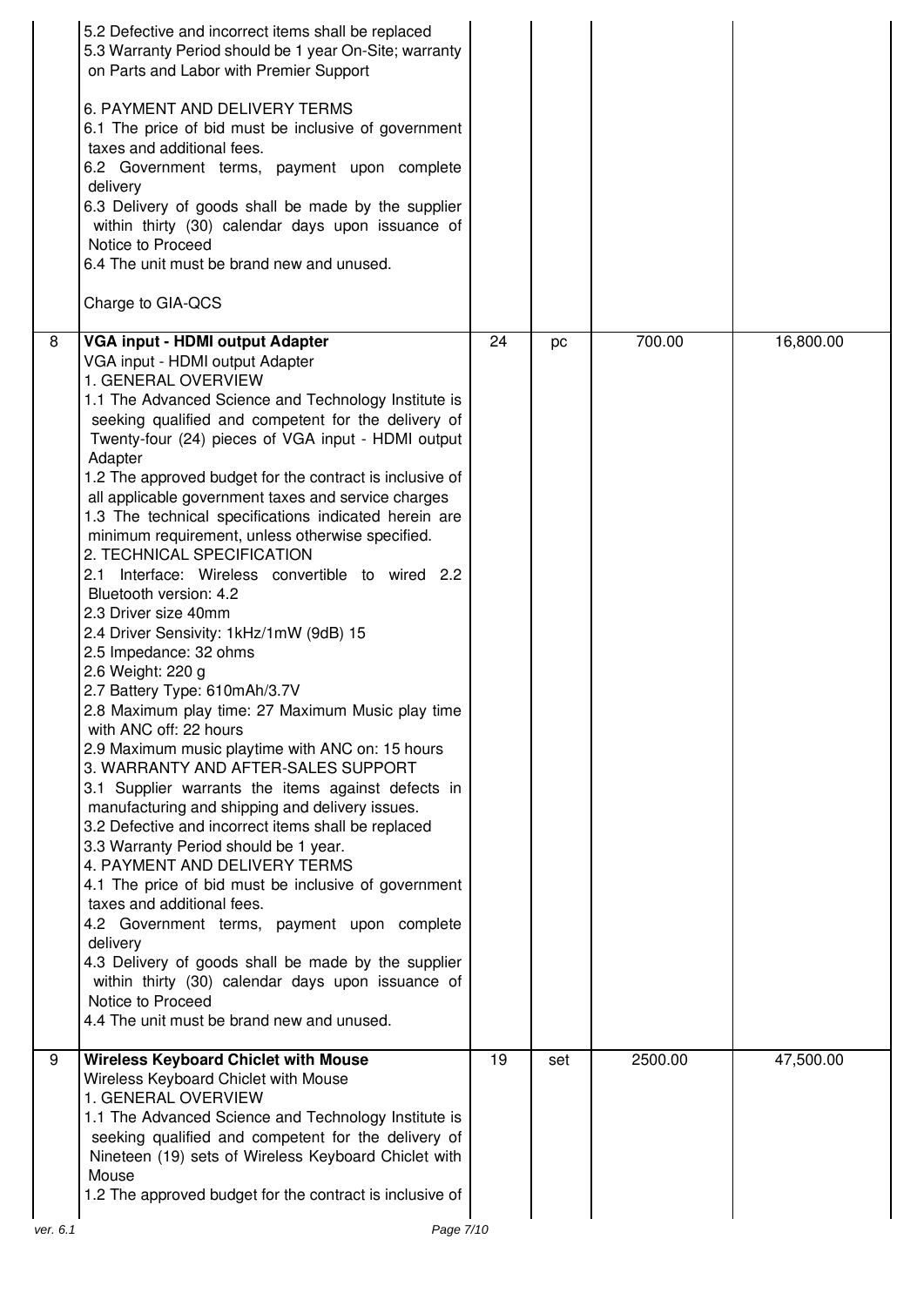| | | | | | |
|---|---|---|---|---|---|
| | 5.2 Defective and incorrect items shall be replaced<br>5.3 Warranty Period should be 1 year On-Site; warranty on Parts and Labor with Premier Support<br><br>6. PAYMENT AND DELIVERY TERMS<br>6.1 The price of bid must be inclusive of government taxes and additional fees.<br>6.2 Government terms, payment upon complete delivery<br>6.3 Delivery of goods shall be made by the supplier within thirty (30) calendar days upon issuance of Notice to Proceed<br>6.4 The unit must be brand new and unused.<br><br>Charge to GIA-QCS | | | | |
| 8 | **VGA input - HDMI output Adapter**<br>VGA input - HDMI output Adapter<br>1. GENERAL OVERVIEW<br>1.1 The Advanced Science and Technology Institute is seeking qualified and competent for the delivery of Twenty-four (24) pieces of VGA input - HDMI output Adapter<br>1.2 The approved budget for the contract is inclusive of all applicable government taxes and service charges<br>1.3 The technical specifications indicated herein are minimum requirement, unless otherwise specified.<br>2. TECHNICAL SPECIFICATION<br>2.1 Interface: Wireless convertible to wired 2.2 Bluetooth version: 4.2<br>2.3 Driver size 40mm<br>2.4 Driver Sensivity: 1kHz/1mW (9dB) 15<br>2.5 Impedance: 32 ohms<br>2.6 Weight: 220 g<br>2.7 Battery Type: 610mAh/3.7V<br>2.8 Maximum play time: 27 Maximum Music play time with ANC off: 22 hours<br>2.9 Maximum music playtime with ANC on: 15 hours<br>3. WARRANTY AND AFTER-SALES SUPPORT<br>3.1 Supplier warrants the items against defects in manufacturing and shipping and delivery issues.<br>3.2 Defective and incorrect items shall be replaced<br>3.3 Warranty Period should be 1 year.<br>4. PAYMENT AND DELIVERY TERMS<br>4.1 The price of bid must be inclusive of government taxes and additional fees.<br>4.2 Government terms, payment upon complete delivery<br>4.3 Delivery of goods shall be made by the supplier within thirty (30) calendar days upon issuance of Notice to Proceed<br>4.4 The unit must be brand new and unused. | 24 | pc | 700.00 | 16,800.00 |
| 9 | **Wireless Keyboard Chiclet with Mouse**<br>Wireless Keyboard Chiclet with Mouse<br>1. GENERAL OVERVIEW<br>1.1 The Advanced Science and Technology Institute is seeking qualified and competent for the delivery of Nineteen (19) sets of Wireless Keyboard Chiclet with Mouse<br>1.2 The approved budget for the contract is inclusive of | 19 | set | 2500.00 | 47,500.00 |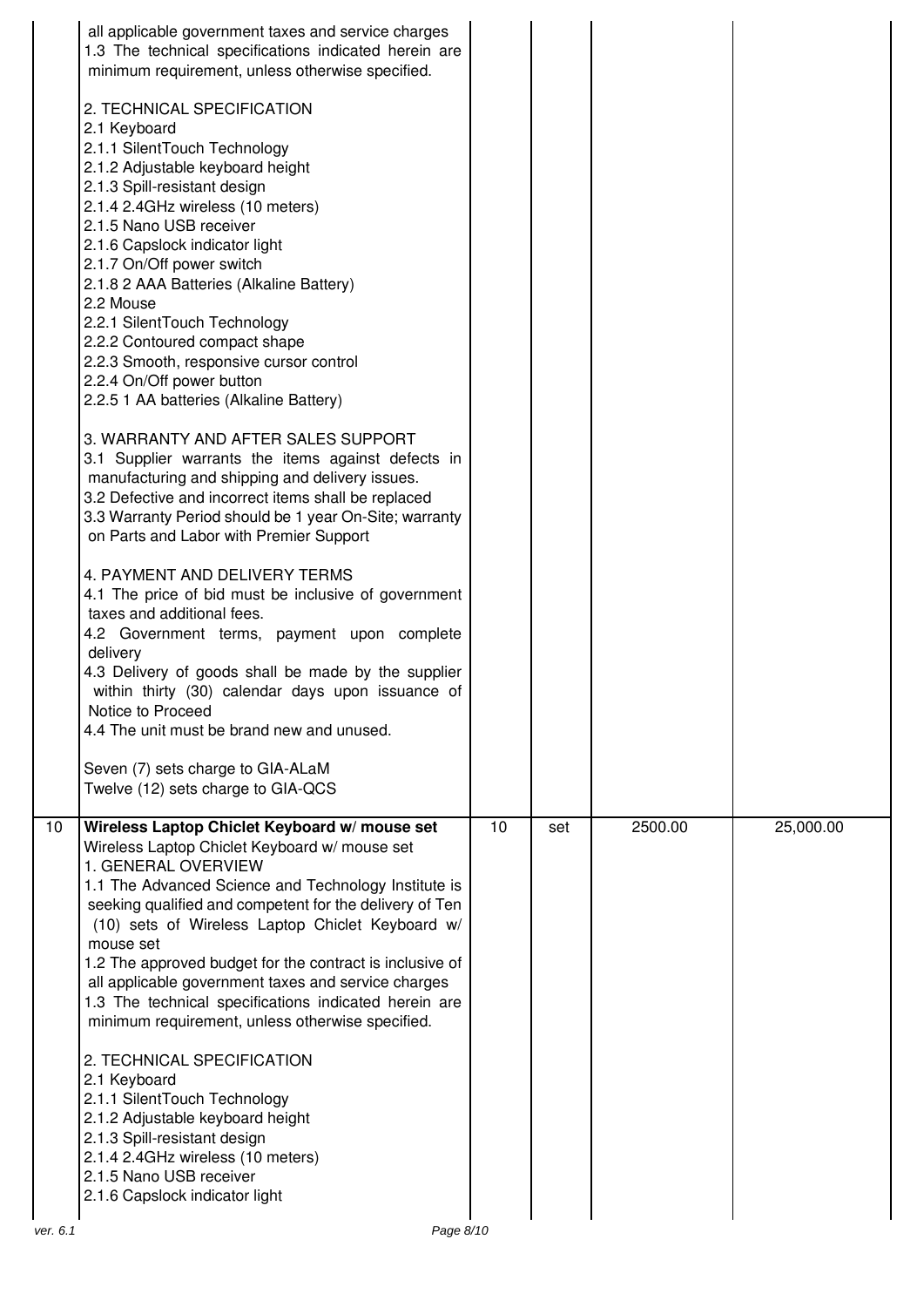| | | | | | |
|---|---|---|---|---|---|
| | all applicable government taxes and service charges<br>1.3 The technical specifications indicated herein are minimum requirement, unless otherwise specified.<br><br>2. TECHNICAL SPECIFICATION<br>2.1 Keyboard<br>2.1.1 SilentTouch Technology<br>2.1.2 Adjustable keyboard height<br>2.1.3 Spill-resistant design<br>2.1.4 2.4GHz wireless (10 meters)<br>2.1.5 Nano USB receiver<br>2.1.6 Capslock indicator light<br>2.1.7 On/Off power switch<br>2.1.8 2 AAA Batteries (Alkaline Battery)<br>2.2 Mouse<br>2.2.1 SilentTouch Technology<br>2.2.2 Contoured compact shape<br>2.2.3 Smooth, responsive cursor control<br>2.2.4 On/Off power button<br>2.2.5 1 AA batteries (Alkaline Battery)<br><br>3. WARRANTY AND AFTER SALES SUPPORT<br>3.1 Supplier warrants the items against defects in manufacturing and shipping and delivery issues.<br>3.2 Defective and incorrect items shall be replaced<br>3.3 Warranty Period should be 1 year On-Site; warranty on Parts and Labor with Premier Support<br><br>4. PAYMENT AND DELIVERY TERMS<br>4.1 The price of bid must be inclusive of government taxes and additional fees.<br>4.2 Government terms, payment upon complete delivery<br>4.3 Delivery of goods shall be made by the supplier within thirty (30) calendar days upon issuance of Notice to Proceed<br>4.4 The unit must be brand new and unused.<br><br>Seven (7) sets charge to GIA-ALaM<br>Twelve (12) sets charge to GIA-QCS | | | | |
| 10 | **Wireless Laptop Chiclet Keyboard w/ mouse set**<br>Wireless Laptop Chiclet Keyboard w/ mouse set<br>1. GENERAL OVERVIEW<br>1.1 The Advanced Science and Technology Institute is seeking qualified and competent for the delivery of Ten (10) sets of Wireless Laptop Chiclet Keyboard w/ mouse set<br>1.2 The approved budget for the contract is inclusive of all applicable government taxes and service charges<br>1.3 The technical specifications indicated herein are minimum requirement, unless otherwise specified.<br><br>2. TECHNICAL SPECIFICATION<br>2.1 Keyboard<br>2.1.1 SilentTouch Technology<br>2.1.2 Adjustable keyboard height<br>2.1.3 Spill-resistant design<br>2.1.4 2.4GHz wireless (10 meters)<br>2.1.5 Nano USB receiver<br>2.1.6 Capslock indicator light | 10 | set | 2500.00 | 25,000.00 |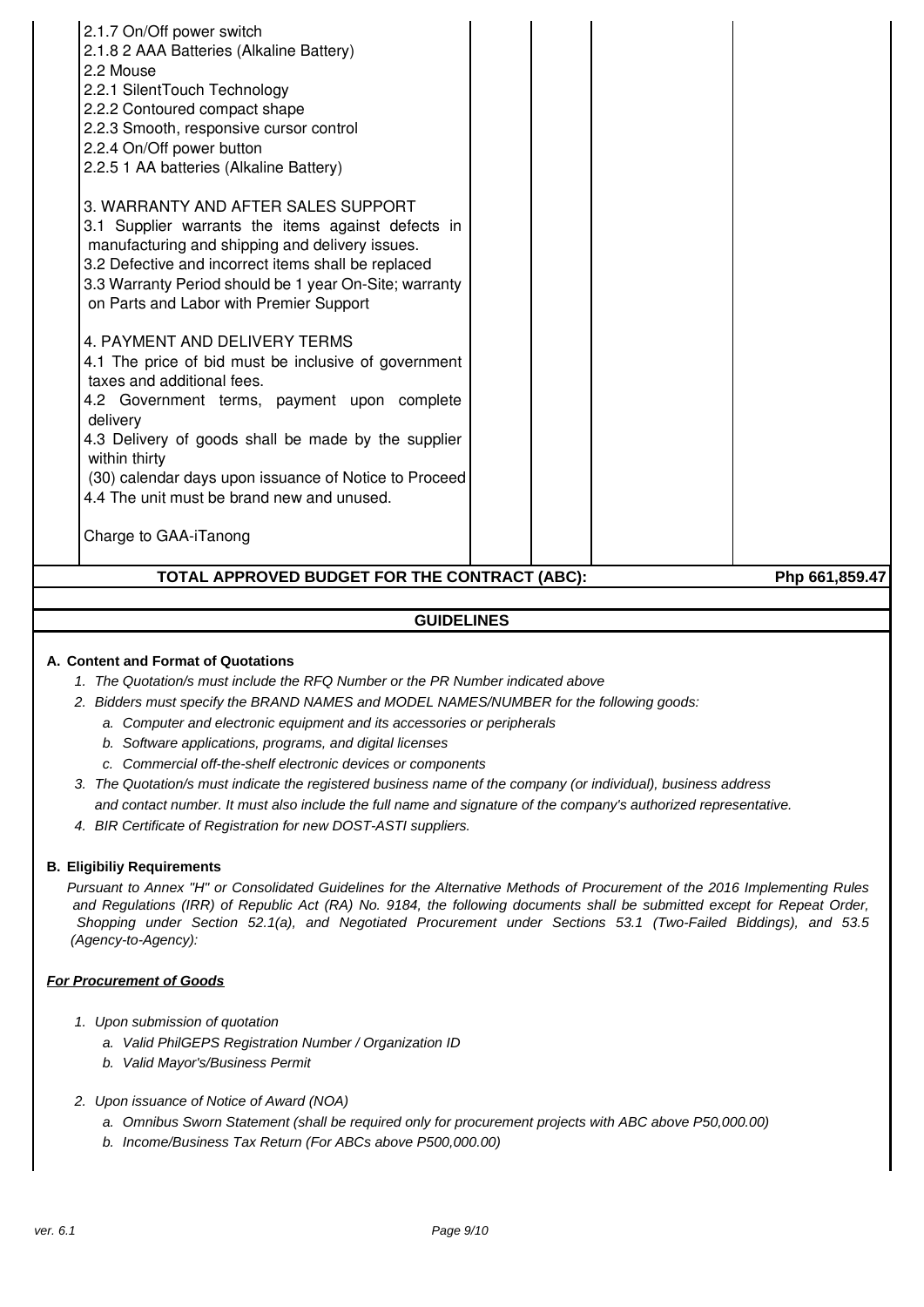| | | | | |
|---|---|---|---|---|
| 2.1.7 On/Off power switch<br>2.1.8 2 AAA Batteries (Alkaline Battery)<br>2.2 Mouse<br>2.2.1 SilentTouch Technology<br>2.2.2 Contoured compact shape<br>2.2.3 Smooth, responsive cursor control<br>2.2.4 On/Off power button<br>2.2.5 1 AA batteries (Alkaline Battery)<br><br>3. WARRANTY AND AFTER SALES SUPPORT<br>3.1 Supplier warrants the items against defects in manufacturing and shipping and delivery issues.<br>3.2 Defective and incorrect items shall be replaced<br>3.3 Warranty Period should be 1 year On-Site; warranty on Parts and Labor with Premier Support<br><br>4. PAYMENT AND DELIVERY TERMS<br>4.1 The price of bid must be inclusive of government taxes and additional fees.<br>4.2 Government terms, payment upon complete delivery<br>4.3 Delivery of goods shall be made by the supplier within thirty (30) calendar days upon issuance of Notice to Proceed<br>4.4 The unit must be brand new and unused.<br><br>Charge to GAA-iTanong | | | | |
| **TOTAL APPROVED BUDGET FOR THE CONTRACT (ABC):** | | | | **Php 661,859.47** |

## GUIDELINES

**A. Content and Format of Quotations**

1. *The Quotation/s must include the RFQ Number or the PR Number indicated above*
2. *Bidders must specify the BRAND NAMES and MODEL NAMES/NUMBER for the following goods:*
   a. *Computer and electronic equipment and its accessories or peripherals*
   b. *Software applications, programs, and digital licenses*
   c. *Commercial off-the-shelf electronic devices or components*
3. *The Quotation/s must indicate the registered business name of the company (or individual), business address and contact number. It must also include the full name and signature of the company's authorized representative.*
4. *BIR Certificate of Registration for new DOST-ASTI suppliers.*

**B. Eligibiliy Requirements**

*Pursuant to Annex "H" or Consolidated Guidelines for the Alternative Methods of Procurement of the 2016 Implementing Rules and Regulations (IRR) of Republic Act (RA) No. 9184, the following documents shall be submitted except for Repeat Order, Shopping under Section 52.1(a), and Negotiated Procurement under Sections 53.1 (Two-Failed Biddings), and 53.5 (Agency-to-Agency):*

***For Procurement of Goods***

1. *Upon submission of quotation*
   a. *Valid PhilGEPS Registration Number / Organization ID*
   b. *Valid Mayor's/Business Permit*
2. *Upon issuance of Notice of Award (NOA)*
   a. *Omnibus Sworn Statement (shall be required only for procurement projects with ABC above P50,000.00)*
   b. *Income/Business Tax Return (For ABCs above P500,000.00)*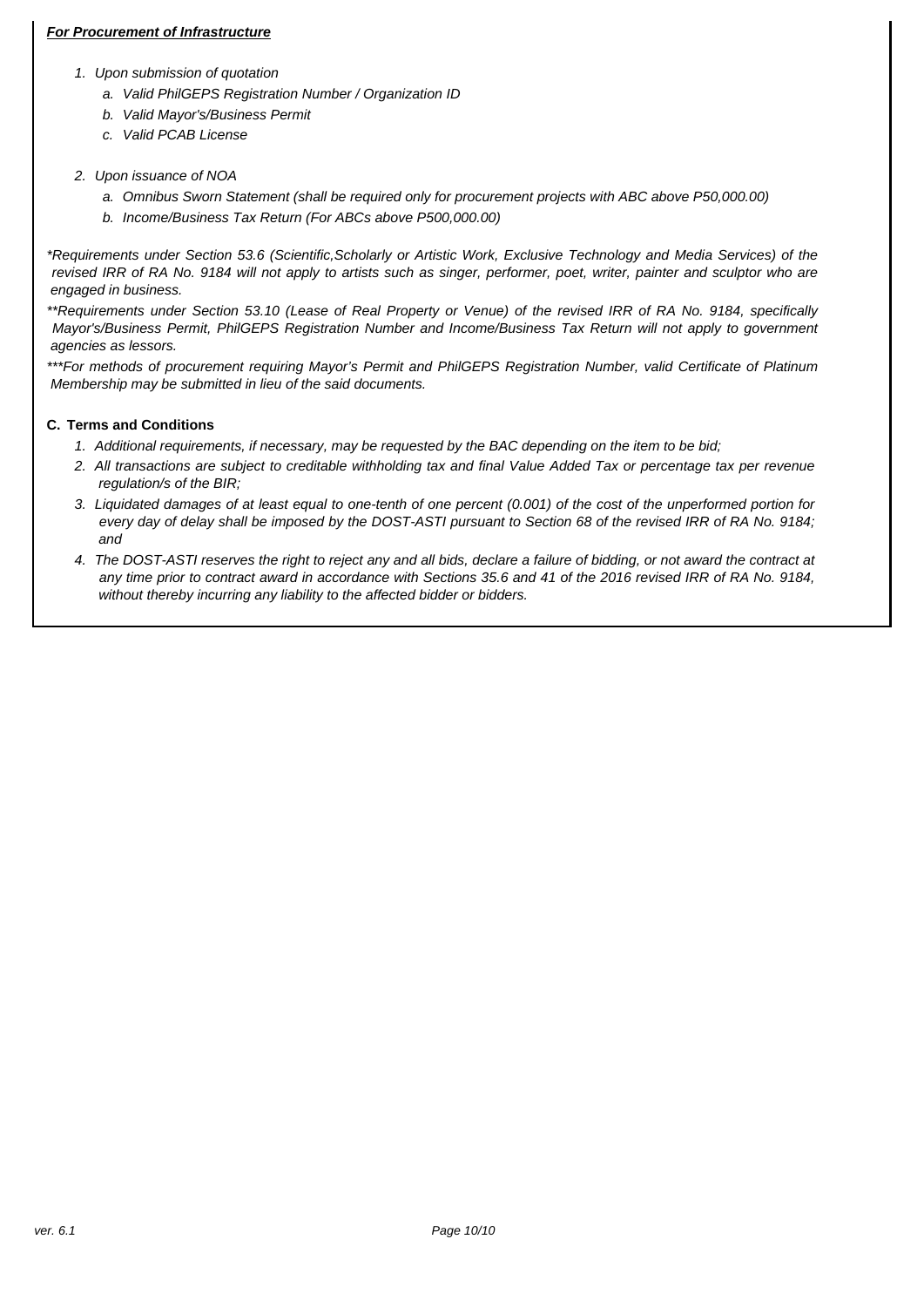***For Procurement of Infrastructure***

1. *Upon submission of quotation*
    a. *Valid PhilGEPS Registration Number / Organization ID*
    b. *Valid Mayor's/Business Permit*
    c. *Valid PCAB License*

2. *Upon issuance of NOA*
    a. *Omnibus Sworn Statement (shall be required only for procurement projects with ABC above P50,000.00)*
    b. *Income/Business Tax Return (For ABCs above P500,000.00)*

**Requirements under Section 53.6 (Scientific,Scholarly or Artistic Work, Exclusive Technology and Media Services) of the revised IRR of RA No. 9184 will not apply to artists such as singer, performer, poet, writer, painter and sculptor who are engaged in business.*

***Requirements under Section 53.10 (Lease of Real Property or Venue) of the revised IRR of RA No. 9184, specifically Mayor's/Business Permit, PhilGEPS Registration Number and Income/Business Tax Return will not apply to government agencies as lessors.*

****For methods of procurement requiring Mayor's Permit and PhilGEPS Registration Number, valid Certificate of Platinum Membership may be submitted in lieu of the said documents.*

**C. Terms and Conditions**

1. *Additional requirements, if necessary, may be requested by the BAC depending on the item to be bid;*
2. *All transactions are subject to creditable withholding tax and final Value Added Tax or percentage tax per revenue regulation/s of the BIR;*
3. *Liquidated damages of at least equal to one-tenth of one percent (0.001) of the cost of the unperformed portion for every day of delay shall be imposed by the DOST-ASTI pursuant to Section 68 of the revised IRR of RA No. 9184; and*
4. *The DOST-ASTI reserves the right to reject any and all bids, declare a failure of bidding, or not award the contract at any time prior to contract award in accordance with Sections 35.6 and 41 of the 2016 revised IRR of RA No. 9184, without thereby incurring any liability to the affected bidder or bidders.*

*ver. 6.1*